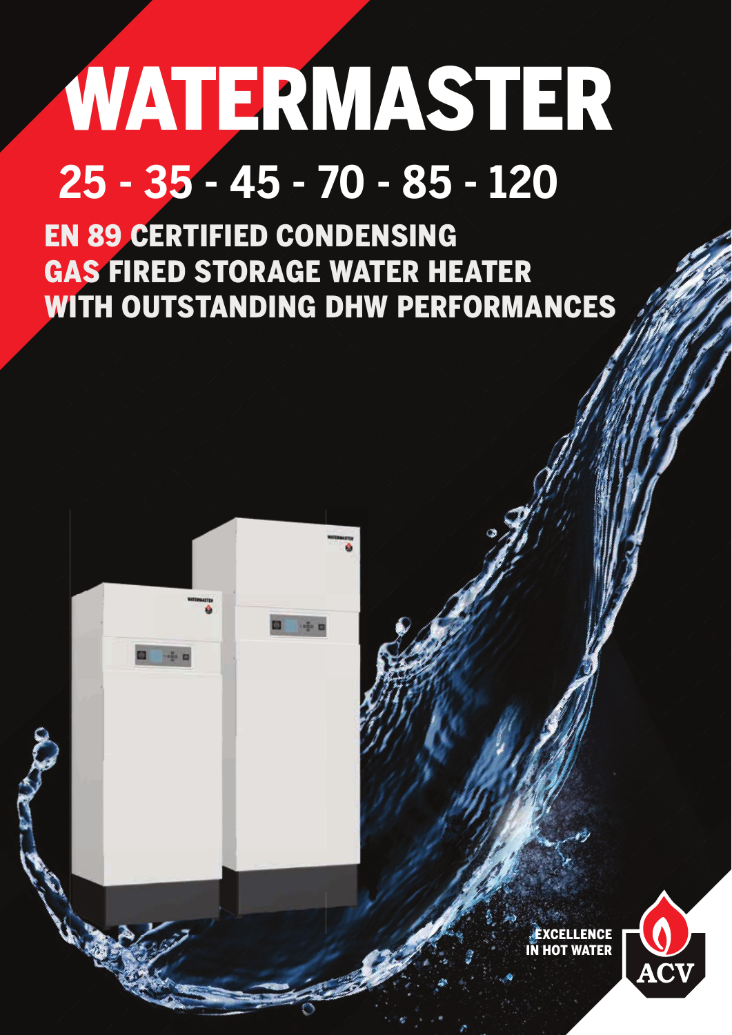# WATERMASTER

## 25 - 35 - 45 - 70 - 85 - 120

### EN 89 CERTIFIED CONDENSING GAS FIRED STORAGE WATER HEATER WITH OUTSTANDING DHW PERFORMANCES

EXCELLENCE IN HOT WATER

ACV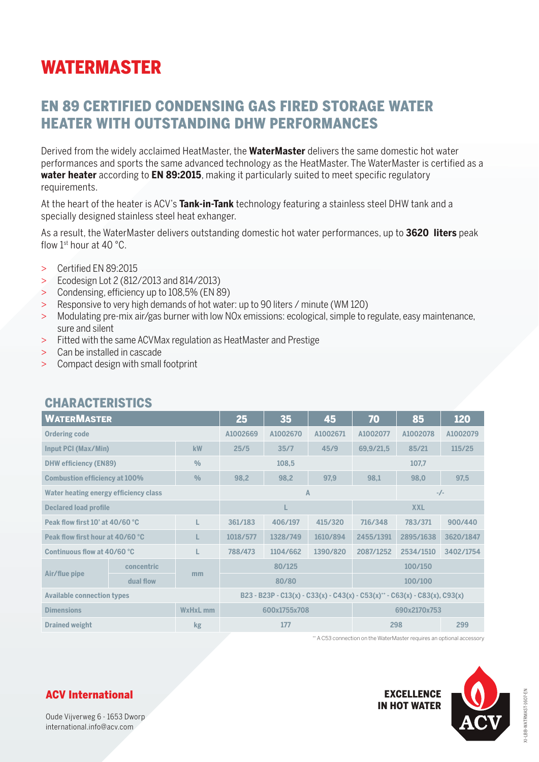# WATERMASTER

## EN 89 CERTIFIED CONDENSING GAS FIRED STORAGE WATER HEATER WITH OUTSTANDING DHW PERFORMANCES

Derived from the widely acclaimed HeatMaster, the **WaterMaster** delivers the same domestic hot water performances and sports the same advanced technology as the HeatMaster. The WaterMaster is certified as a **water heater** according to **EN 89:2015**, making it particularly suited to meet specific regulatory requirements.

At the heart of the heater is ACV's **Tank-in-Tank** technology featuring a stainless steel DHW tank and a specially designed stainless steel heat exhanger.

As a result, the WaterMaster delivers outstanding domestic hot water performances, up to **3620 liters** peak flow 1st hour at 40 °C.

- Certified EN 89:2015
- Ecodesign Lot 2 (812/2013 and 814/2013)
- Condensing, efficiency up to 108,5% (EN 89)
- Responsive to very high demands of hot water: up to 90 liters / minute (WM 120)
- Modulating pre-mix air/gas burner with low NOx emissions: ecological, simple to regulate, easy maintenance, sure and silent
- Fitted with the same ACVMax regulation as HeatMaster and Prestige
- Can be installed in cascade
- Compact design with small footprint

## CHARACTERISTICS

| WaterMaster | | | 25 | 35 | 45 | 70 | 85 | 120 |
|---|---|---|---|---|---|---|---|---|
| Ordering code | | | A1002669 | A1002670 | A1002671 | A1002077 | A1002078 | A1002079 |
| Input PCI (Max/Min) | | kW | 25/5 | 35/7 | 45/9 | 69,9/21,5 | 85/21 | 115/25 |
| DHW efficiency (EN89) | | % | 108,5 | | | 107,7 | | |
| Combustion efficiency at 100% | | % | 98,2 | 98,2 | 97,9 | 98,1 | 98,0 | 97,5 |
| Water heating energy efficiency class | | | A | | | | -/- | |
| Declared load profile | | | L | | | XXL | | |
| Peak flow first 10' at 40/60 °C | | L | 361/183 | 406/197 | 415/320 | 716/348 | 783/371 | 900/440 |
| Peak flow first hour at 40/60 °C | | L | 1018/577 | 1328/749 | 1610/894 | 2455/1391 | 2895/1638 | 3620/1847 |
| Continuous flow at 40/60 °C | | L | 788/473 | 1104/662 | 1390/820 | 2087/1252 | 2534/1510 | 3402/1754 |
| Air/flue pipe | concentric | mm | 80/125 | | | 100/150 | | |
| | dual flow | | 80/80 | | | 100/100 | | |
| Available connection types | | | B23 - B23P - C13(x) - C33(x) - C43(x) - C53(x)** - C63(x) - C83(x), C93(x) | | | | | |
| Dimensions | | WxHxL mm | 600x1755x708 | | | 690x2170x753 | | |
| Drained weight | | kg | 177 | | | 298 | | 299 |

** A C53 connection on the WaterMaster requires an optional accessory

**ACV International**

Oude Vijverweg 6 - 1653 Dworp
international.info@acv.com

EXCELLENCE IN HOT WATER

ACV

XI-LBB-WATRMAST-1607-EN